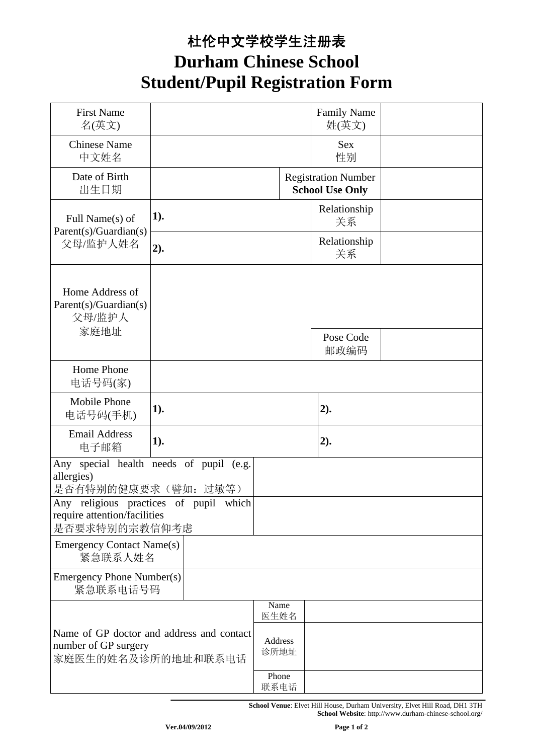# 杜伦中文学校学生注册表
# Durham Chinese School
# Student/Pupil Registration Form

| | | | |
|---|---|---|---|
| First Name<br>名(英文) | | Family Name<br>姓(英文) | |
| Chinese Name<br>中文姓名 | | Sex<br>性别 | |
| Date of Birth<br>出生日期 | | Registration Number<br>**School Use Only** | |
| Full Name(s) of Parent(s)/Guardian(s)<br>父母/监护人姓名 | **1).** | Relationship<br>关系 | |
| | **2).** | Relationship<br>关系 | |
| Home Address of Parent(s)/Guardian(s)<br>父母/监护人<br>家庭地址 | | Pose Code<br>邮政编码 | |
| Home Phone<br>电话号码(家) | | | |
| Mobile Phone<br>电话号码(手机) | **1).** | **2).** | |
| Email Address<br>电子邮箱 | **1).** | **2).** | |
| Any special health needs of pupil (e.g. allergies)<br>是否有特别的健康要求（譬如：过敏等） | | | |
| Any religious practices of pupil which require attention/facilities<br>是否要求特别的宗教信仰考虑 | | | |
| Emergency Contact Name(s)<br>紧急联系人姓名 | | | |
| Emergency Phone Number(s)<br>紧急联系电话号码 | | | |
| Name of GP doctor and address and contact number of GP surgery<br>家庭医生的姓名及诊所的地址和联系电话 | Name<br>医生姓名 | | |
| | Address<br>诊所地址 | | |
| | Phone<br>联系电话 | | |

**School Venue**: Elvet Hill House, Durham University, Elvet Hill Road, DH1 3TH
**School Website**: http://www.durham-chinese-school.org/

**Ver.04/09/2012**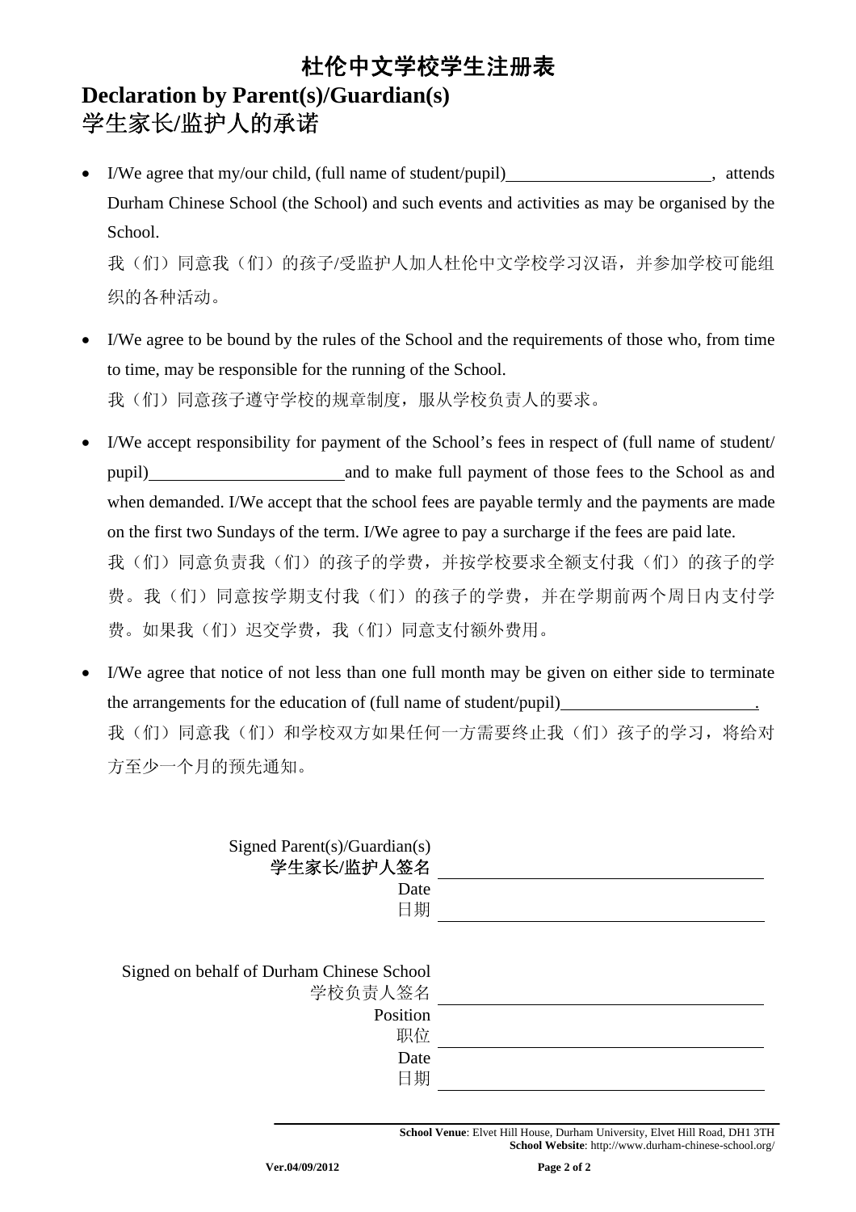# 杜伦中文学校学生注册表

## Declaration by Parent(s)/Guardian(s)
## 学生家长/监护人的承诺

- I/We agree that my/our child, (full name of student/pupil)________________________, attends Durham Chinese School (the School) and such events and activities as may be organised by the School.
  我（们）同意我（们）的孩子/受监护人加人杜伦中文学校学习汉语，并参加学校可能组织的各种活动。

- I/We agree to be bound by the rules of the School and the requirements of those who, from time to time, may be responsible for the running of the School.
  我（们）同意孩子遵守学校的规章制度，服从学校负责人的要求。

- I/We accept responsibility for payment of the School's fees in respect of (full name of student/pupil)________________________and to make full payment of those fees to the School as and when demanded. I/We accept that the school fees are payable termly and the payments are made on the first two Sundays of the term. I/We agree to pay a surcharge if the fees are paid late.
  我（们）同意负责我（们）的孩子的学费，并按学校要求全额支付我（们）的孩子的学费。我（们）同意按学期支付我（们）的孩子的学费，并在学期前两个周日内支付学费。如果我（们）迟交学费，我（们）同意支付额外费用。

- I/We agree that notice of not less than one full month may be given on either side to terminate the arrangements for the education of (full name of student/pupil)________________________.
  我（们）同意我（们）和学校双方如果任何一方需要终止我（们）孩子的学习，将给对方至少一个月的预先通知。

Signed Parent(s)/Guardian(s)
学生家长/监护人签名 ________________________

Date
日期 ________________________

Signed on behalf of Durham Chinese School
学校负责人签名 ________________________

Position
职位 ________________________

Date
日期 ________________________

**School Venue**: Elvet Hill House, Durham University, Elvet Hill Road, DH1 3TH
**School Website**: http://www.durham-chinese-school.org/

**Ver.04/09/2012**